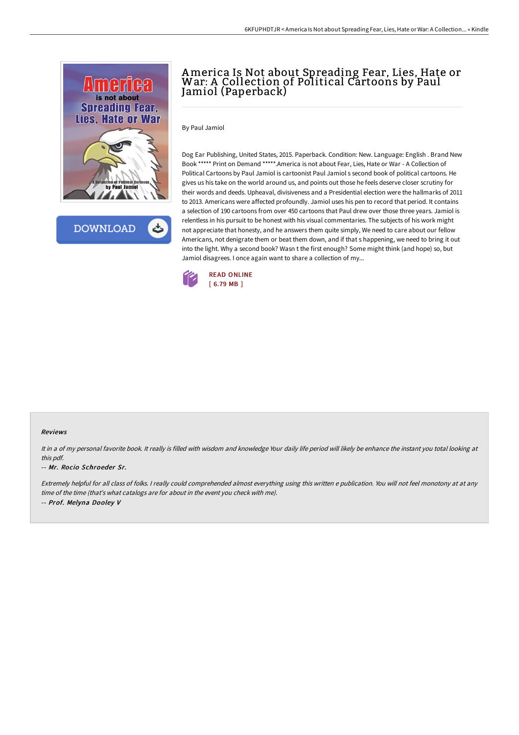# America Is Not about Spreading Fear, Lies, Hate or War: A Collection of Political Cartoons by Paul Jamiol (Paperback)

By Paul Jamiol

Dog Ear Publishing, United States, 2015. Paperback. Condition: New. Language: English . Brand New Book ***** Print on Demand *****.America is not about Fear, Lies, Hate or War - A Collection of Political Cartoons by Paul Jamiol is cartoonist Paul Jamiol s second book of political cartoons. He gives us his take on the world around us, and points out those he feels deserve closer scrutiny for their words and deeds. Upheaval, divisiveness and a Presidential election were the hallmarks of 2011 to 2013. Americans were affected profoundly. Jamiol uses his pen to record that period. It contains a selection of 190 cartoons from over 450 cartoons that Paul drew over those three years. Jamiol is relentless in his pursuit to be honest with his visual commentaries. The subjects of his work might not appreciate that honesty, and he answers them quite simply, We need to care about our fellow Americans, not denigrate them or beat them down, and if that s happening, we need to bring it out into the light. Why a second book? Wasn t the first enough? Some might think (and hope) so, but Jamiol disagrees. I once again want to share a collection of my...

READ ONLINE
[ 6.79 MB ]

### Reviews

*It in a of my personal favorite book. It really is filled with wisdom and knowledge Your daily life period will likely be enhance the instant you total looking at this pdf.*

-- ***Mr. Rocio Schroeder Sr.***

*Extremely helpful for all class of folks. I really could comprehended almost everything using this written e publication. You will not feel monotony at at any time of the time (that's what catalogs are for about in the event you check with me).*

-- ***Prof. Melyna Dooley V***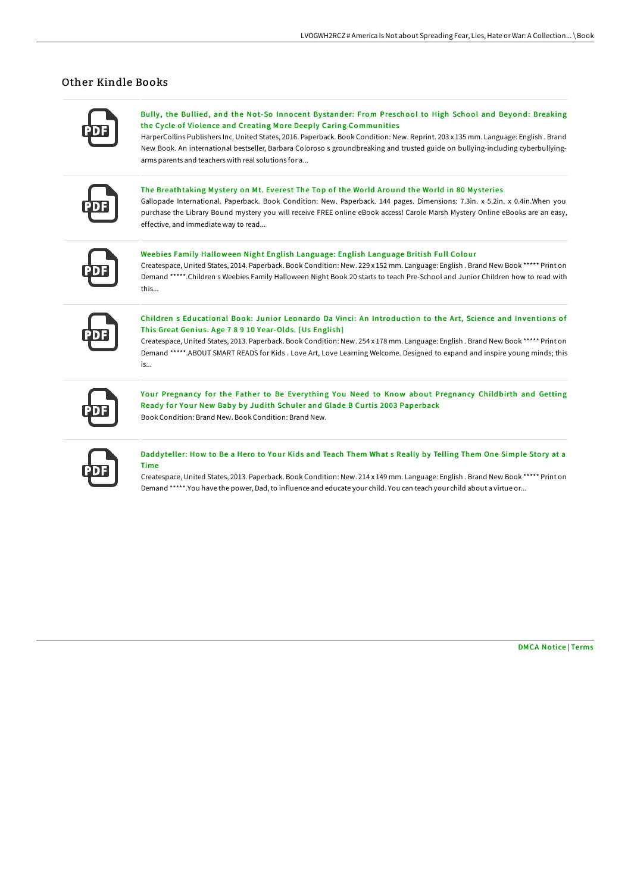## Other Kindle Books

**Bully, the Bullied, and the Not-So Innocent Bystander: From Preschool to High School and Beyond: Breaking the Cycle of Violence and Creating More Deeply Caring Communities**

HarperCollins Publishers Inc, United States, 2016. Paperback. Book Condition: New. Reprint. 203 x 135 mm. Language: English . Brand New Book. An international bestseller, Barbara Coloroso s groundbreaking and trusted guide on bullying-including cyberbullying-arms parents and teachers with real solutions for a...

**The Breathtaking Mystery on Mt. Everest The Top of the World Around the World in 80 Mysteries**

Gallopade International. Paperback. Book Condition: New. Paperback. 144 pages. Dimensions: 7.3in. x 5.2in. x 0.4in.When you purchase the Library Bound mystery you will receive FREE online eBook access! Carole Marsh Mystery Online eBooks are an easy, effective, and immediate way to read...

**Weebies Family Halloween Night English Language: English Language British Full Colour**

Createspace, United States, 2014. Paperback. Book Condition: New. 229 x 152 mm. Language: English . Brand New Book ***** Print on Demand *****.Children s Weebies Family Halloween Night Book 20 starts to teach Pre-School and Junior Children how to read with this...

**Children s Educational Book: Junior Leonardo Da Vinci: An Introduction to the Art, Science and Inventions of This Great Genius. Age 7 8 9 10 Year-Olds. [Us English]**

Createspace, United States, 2013. Paperback. Book Condition: New. 254 x 178 mm. Language: English . Brand New Book ***** Print on Demand *****.ABOUT SMART READS for Kids . Love Art, Love Learning Welcome. Designed to expand and inspire young minds; this is...

**Your Pregnancy for the Father to Be Everything You Need to Know about Pregnancy Childbirth and Getting Ready for Your New Baby by Judith Schuler and Glade B Curtis 2003 Paperback**

Book Condition: Brand New. Book Condition: Brand New.

**Daddyteller: How to Be a Hero to Your Kids and Teach Them What s Really by Telling Them One Simple Story at a Time**

Createspace, United States, 2013. Paperback. Book Condition: New. 214 x 149 mm. Language: English . Brand New Book ***** Print on Demand *****.You have the power, Dad, to influence and educate your child. You can teach your child about a virtue or...

DMCA Notice | Terms